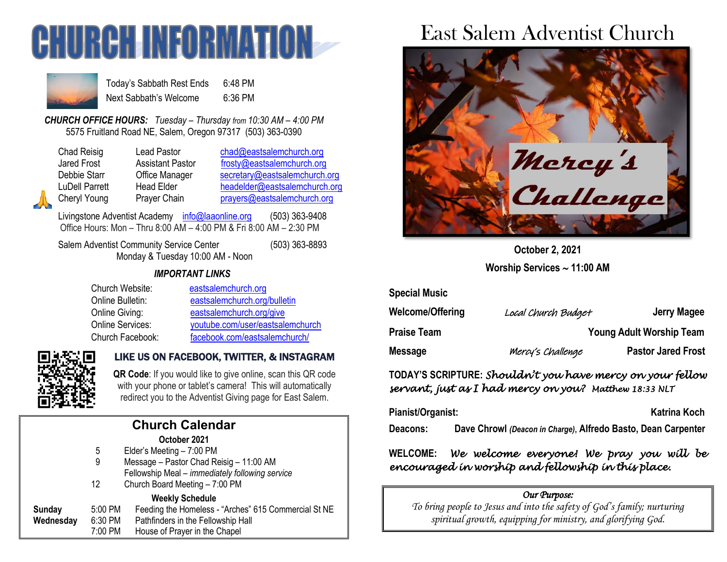# CHURCH INFORMATION

| | |
|---|---|
| Today's Sabbath Rest Ends | 6:48 PM |
| Next Sabbath's Welcome | 6:36 PM |

***CHURCH OFFICE HOURS:*** *Tuesday – Thursday from 10:30 AM – 4:00 PM*
5575 Fruitland Road NE, Salem, Oregon 97317 (503) 363-0390

| | | |
|---|---|---|
| Chad Reisig | Lead Pastor | chad@eastsalemchurch.org |
| Jared Frost | Assistant Pastor | frosty@eastsalemchurch.org |
| Debbie Starr | Office Manager | secretary@eastsalemchurch.org |
| LuDell Parrett | Head Elder | headelder@eastsalemchurch.org |
| Cheryl Young | Prayer Chain | prayers@eastsalemchurch.org |

Livingstone Adventist Academy info@laaonline.org (503) 363-9408
Office Hours: Mon – Thru 8:00 AM – 4:00 PM & Fri 8:00 AM – 2:30 PM

Salem Adventist Community Service Center (503) 363-8893
Monday & Tuesday 10:00 AM - Noon

***IMPORTANT LINKS***

| | |
|---|---|
| Church Website: | eastsalemchurch.org |
| Online Bulletin: | eastsalemchurch.org/bulletin |
| Online Giving: | eastsalemchurch.org/give |
| Online Services: | youtube.com/user/eastsalemchurch |
| Church Facebook: | facebook.com/eastsalemchurch/ |

**LIKE US ON FACEBOOK, TWITTER, & INSTAGRAM**

**QR Code**: If you would like to give online, scan this QR code with your phone or tablet's camera! This will automatically redirect you to the Adventist Giving page for East Salem.

## Church Calendar

**October 2021**

| | | |
|---|---|---|
| 5 | | Elder's Meeting – 7:00 PM |
| 9 | | Message – Pastor Chad Reisig – 11:00 AM |
| | | Fellowship Meal – *immediately following service* |
| 12 | | Church Board Meeting – 7:00 PM |

**Weekly Schedule**

| | | |
|---|---|---|
| **Sunday** | 5:00 PM | Feeding the Homeless - "Arches" 615 Commercial St NE |
| **Wednesday** | 6:30 PM | Pathfinders in the Fellowship Hall |
| | 7:00 PM | House of Prayer in the Chapel |

# East Salem Adventist Church

**Mercy's Challenge**

**October 2, 2021**

**Worship Services ~ 11:00 AM**

| | | |
|---|---|---|
| **Special Music** | | |
| **Welcome/Offering** | *Local Church Budget* | **Jerry Magee** |
| **Praise Team** | | **Young Adult Worship Team** |
| **Message** | *Mercy's Challenge* | **Pastor Jared Frost** |

**TODAY'S SCRIPTURE:** *Shouldn't you have mercy on your fellow servant, just as I had mercy on you? Matthew 18:33 NLT*

**Pianist/Organist:** **Katrina Koch**

**Deacons:** **Dave Chrowl** ***(Deacon in Charge)*****, Alfredo Basto, Dean Carpenter**

**WELCOME:** *We welcome everyone! We pray you will be encouraged in worship and fellowship in this place.*

*Our Purpose:*
*To bring people to Jesus and into the safety of God's family; nurturing spiritual growth, equipping for ministry, and glorifying God.*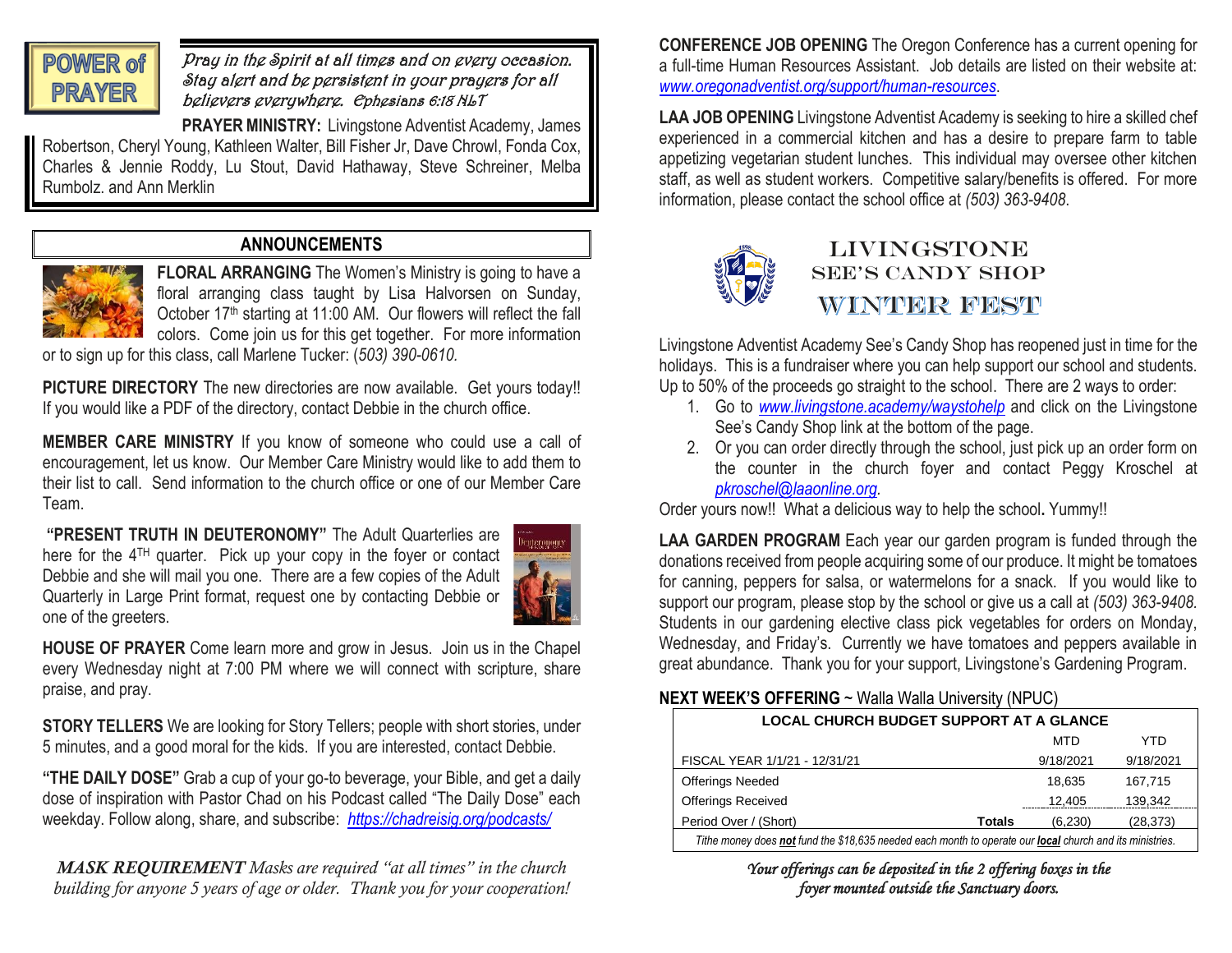**POWER of PRAYER**

*Pray in the Spirit at all times and on every occasion. Stay alert and be persistent in your prayers for all believers everywhere. Ephesians 6:18 NLT*

**PRAYER MINISTRY:** Livingstone Adventist Academy, James Robertson, Cheryl Young, Kathleen Walter, Bill Fisher Jr, Dave Chrowl, Fonda Cox, Charles & Jennie Roddy, Lu Stout, David Hathaway, Steve Schreiner, Melba Rumbolz. and Ann Merklin

## ANNOUNCEMENTS

**FLORAL ARRANGING** The Women's Ministry is going to have a floral arranging class taught by Lisa Halvorsen on Sunday, October 17th starting at 11:00 AM. Our flowers will reflect the fall colors. Come join us for this get together. For more information or to sign up for this class, call Marlene Tucker: (*503) 390-0610.*

**PICTURE DIRECTORY** The new directories are now available. Get yours today!! If you would like a PDF of the directory, contact Debbie in the church office.

**MEMBER CARE MINISTRY** If you know of someone who could use a call of encouragement, let us know. Our Member Care Ministry would like to add them to their list to call. Send information to the church office or one of our Member Care Team.

**"PRESENT TRUTH IN DEUTERONOMY"** The Adult Quarterlies are here for the 4TH quarter. Pick up your copy in the foyer or contact Debbie and she will mail you one. There are a few copies of the Adult Quarterly in Large Print format, request one by contacting Debbie or one of the greeters.

**HOUSE OF PRAYER** Come learn more and grow in Jesus. Join us in the Chapel every Wednesday night at 7:00 PM where we will connect with scripture, share praise, and pray.

**STORY TELLERS** We are looking for Story Tellers; people with short stories, under 5 minutes, and a good moral for the kids. If you are interested, contact Debbie.

**"THE DAILY DOSE"** Grab a cup of your go-to beverage, your Bible, and get a daily dose of inspiration with Pastor Chad on his Podcast called "The Daily Dose" each weekday. Follow along, share, and subscribe: *https://chadreisig.org/podcasts/*

***MASK REQUIREMENT*** *Masks are required "at all times" in the church building for anyone 5 years of age or older. Thank you for your cooperation!*

**CONFERENCE JOB OPENING** The Oregon Conference has a current opening for a full-time Human Resources Assistant. Job details are listed on their website at: *www.oregonadventist.org/support/human-resources*.

**LAA JOB OPENING** Livingstone Adventist Academy is seeking to hire a skilled chef experienced in a commercial kitchen and has a desire to prepare farm to table appetizing vegetarian student lunches. This individual may oversee other kitchen staff, as well as student workers. Competitive salary/benefits is offered. For more information, please contact the school office at *(503) 363-9408*.

## LIVINGSTONE SEE'S CANDY SHOP WINTER FEST

Livingstone Adventist Academy See's Candy Shop has reopened just in time for the holidays. This is a fundraiser where you can help support our school and students. Up to 50% of the proceeds go straight to the school. There are 2 ways to order:

1. Go to *www.livingstone.academy/waystohelp* and click on the Livingstone See's Candy Shop link at the bottom of the page.
2. Or you can order directly through the school, just pick up an order form on the counter in the church foyer and contact Peggy Kroschel at *pkroschel@laaonline.org*.

Order yours now!! What a delicious way to help the school. Yummy!!

**LAA GARDEN PROGRAM** Each year our garden program is funded through the donations received from people acquiring some of our produce. It might be tomatoes for canning, peppers for salsa, or watermelons for a snack. If you would like to support our program, please stop by the school or give us a call at *(503) 363-9408.* Students in our gardening elective class pick vegetables for orders on Monday, Wednesday, and Friday's. Currently we have tomatoes and peppers available in great abundance. Thank you for your support, Livingstone's Gardening Program.

**NEXT WEEK'S OFFERING** ~ Walla Walla University (NPUC)

| LOCAL CHURCH BUDGET SUPPORT AT A GLANCE | | | |
|---|---|---|---|
| | | MTD | YTD |
| FISCAL YEAR 1/1/21 - 12/31/21 | | 9/18/2021 | 9/18/2021 |
| Offerings Needed | | 18,635 | 167,715 |
| Offerings Received | | 12,405 | 139,342 |
| Period Over / (Short) | **Totals** | (6,230) | (28,373) |

*Tithe money does **not** fund the $18,635 needed each month to operate our **local** church and its ministries.*

*Your offerings can be deposited in the 2 offering boxes in the foyer mounted outside the Sanctuary doors.*